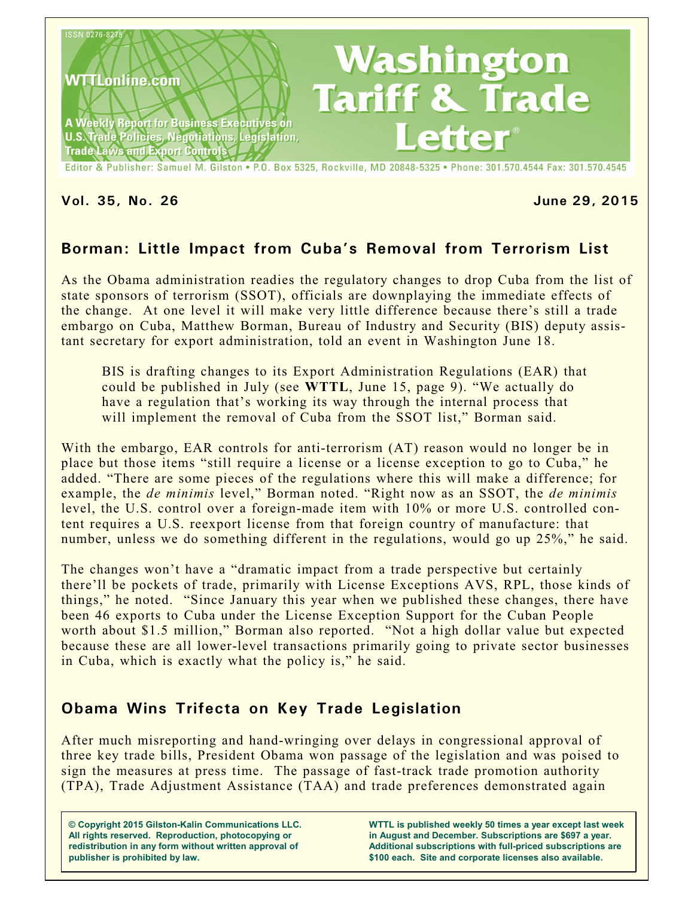ISSN 0276-8275

WTTLonline.com

A Weekly Report for Business Executives on U.S. Trade Policies, Negotiations, Legislation, Trade Laws and Export Controls

# Washington Tariff & Trade Letter®

Editor & Publisher: Samuel M. Gilston • P.O. Box 5325, Rockville, MD 20848-5325 • Phone: 301.570.4544 Fax: 301.570.4545

**Vol. 35, No. 26** **June 29, 2015**

## Borman: Little Impact from Cuba's Removal from Terrorism List

As the Obama administration readies the regulatory changes to drop Cuba from the list of state sponsors of terrorism (SSOT), officials are downplaying the immediate effects of the change. At one level it will make very little difference because there's still a trade embargo on Cuba, Matthew Borman, Bureau of Industry and Security (BIS) deputy assistant secretary for export administration, told an event in Washington June 18.

> BIS is drafting changes to its Export Administration Regulations (EAR) that could be published in July (see **WTTL**, June 15, page 9). "We actually do have a regulation that's working its way through the internal process that will implement the removal of Cuba from the SSOT list," Borman said.

With the embargo, EAR controls for anti-terrorism (AT) reason would no longer be in place but those items "still require a license or a license exception to go to Cuba," he added. "There are some pieces of the regulations where this will make a difference; for example, the *de minimis* level," Borman noted. "Right now as an SSOT, the *de minimis* level, the U.S. control over a foreign-made item with 10% or more U.S. controlled content requires a U.S. reexport license from that foreign country of manufacture: that number, unless we do something different in the regulations, would go up 25%," he said.

The changes won't have a "dramatic impact from a trade perspective but certainly there'll be pockets of trade, primarily with License Exceptions AVS, RPL, those kinds of things," he noted. "Since January this year when we published these changes, there have been 46 exports to Cuba under the License Exception Support for the Cuban People worth about $1.5 million," Borman also reported. "Not a high dollar value but expected because these are all lower-level transactions primarily going to private sector businesses in Cuba, which is exactly what the policy is," he said.

## Obama Wins Trifecta on Key Trade Legislation

After much misreporting and hand-wringing over delays in congressional approval of three key trade bills, President Obama won passage of the legislation and was poised to sign the measures at press time. The passage of fast-track trade promotion authority (TPA), Trade Adjustment Assistance (TAA) and trade preferences demonstrated again

**© Copyright 2015 Gilston-Kalin Communications LLC. All rights reserved. Reproduction, photocopying or redistribution in any form without written approval of publisher is prohibited by law.**

**WTTL is published weekly 50 times a year except last week in August and December. Subscriptions are $697 a year. Additional subscriptions with full-priced subscriptions are $100 each. Site and corporate licenses also available.**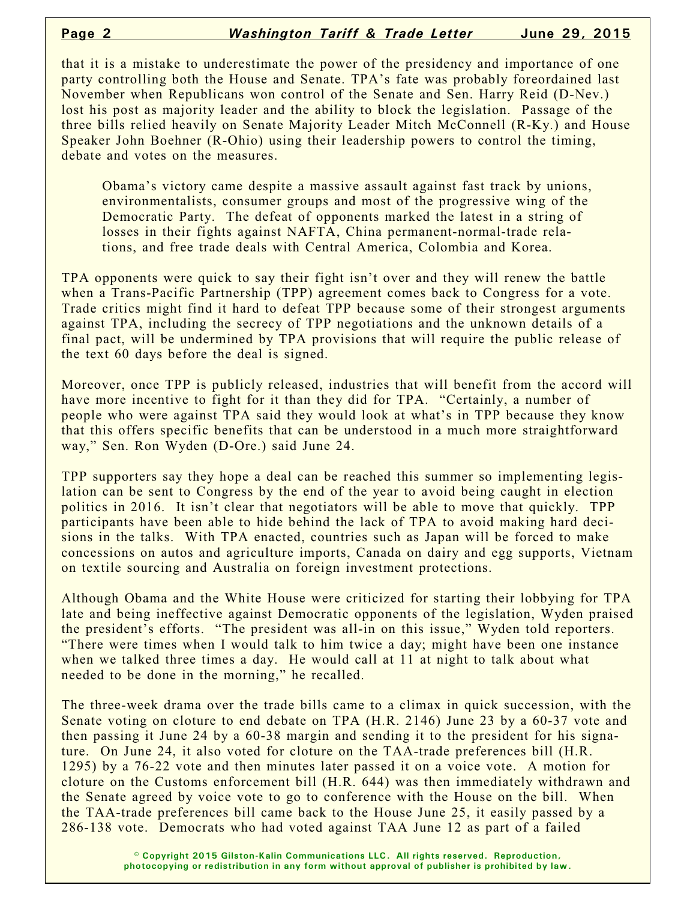that it is a mistake to underestimate the power of the presidency and importance of one party controlling both the House and Senate. TPA's fate was probably foreordained last November when Republicans won control of the Senate and Sen. Harry Reid (D-Nev.) lost his post as majority leader and the ability to block the legislation. Passage of the three bills relied heavily on Senate Majority Leader Mitch McConnell (R-Ky.) and House Speaker John Boehner (R-Ohio) using their leadership powers to control the timing, debate and votes on the measures.

> Obama's victory came despite a massive assault against fast track by unions, environmentalists, consumer groups and most of the progressive wing of the Democratic Party. The defeat of opponents marked the latest in a string of losses in their fights against NAFTA, China permanent-normal-trade relations, and free trade deals with Central America, Colombia and Korea.

TPA opponents were quick to say their fight isn't over and they will renew the battle when a Trans-Pacific Partnership (TPP) agreement comes back to Congress for a vote. Trade critics might find it hard to defeat TPP because some of their strongest arguments against TPA, including the secrecy of TPP negotiations and the unknown details of a final pact, will be undermined by TPA provisions that will require the public release of the text 60 days before the deal is signed.

Moreover, once TPP is publicly released, industries that will benefit from the accord will have more incentive to fight for it than they did for TPA. "Certainly, a number of people who were against TPA said they would look at what's in TPP because they know that this offers specific benefits that can be understood in a much more straightforward way," Sen. Ron Wyden (D-Ore.) said June 24.

TPP supporters say they hope a deal can be reached this summer so implementing legislation can be sent to Congress by the end of the year to avoid being caught in election politics in 2016. It isn't clear that negotiators will be able to move that quickly. TPP participants have been able to hide behind the lack of TPA to avoid making hard decisions in the talks. With TPA enacted, countries such as Japan will be forced to make concessions on autos and agriculture imports, Canada on dairy and egg supports, Vietnam on textile sourcing and Australia on foreign investment protections.

Although Obama and the White House were criticized for starting their lobbying for TPA late and being ineffective against Democratic opponents of the legislation, Wyden praised the president's efforts. "The president was all-in on this issue," Wyden told reporters. "There were times when I would talk to him twice a day; might have been one instance when we talked three times a day. He would call at 11 at night to talk about what needed to be done in the morning," he recalled.

The three-week drama over the trade bills came to a climax in quick succession, with the Senate voting on cloture to end debate on TPA (H.R. 2146) June 23 by a 60-37 vote and then passing it June 24 by a 60-38 margin and sending it to the president for his signature. On June 24, it also voted for cloture on the TAA-trade preferences bill (H.R. 1295) by a 76-22 vote and then minutes later passed it on a voice vote. A motion for cloture on the Customs enforcement bill (H.R. 644) was then immediately withdrawn and the Senate agreed by voice vote to go to conference with the House on the bill. When the TAA-trade preferences bill came back to the House June 25, it easily passed by a 286-138 vote. Democrats who had voted against TAA June 12 as part of a failed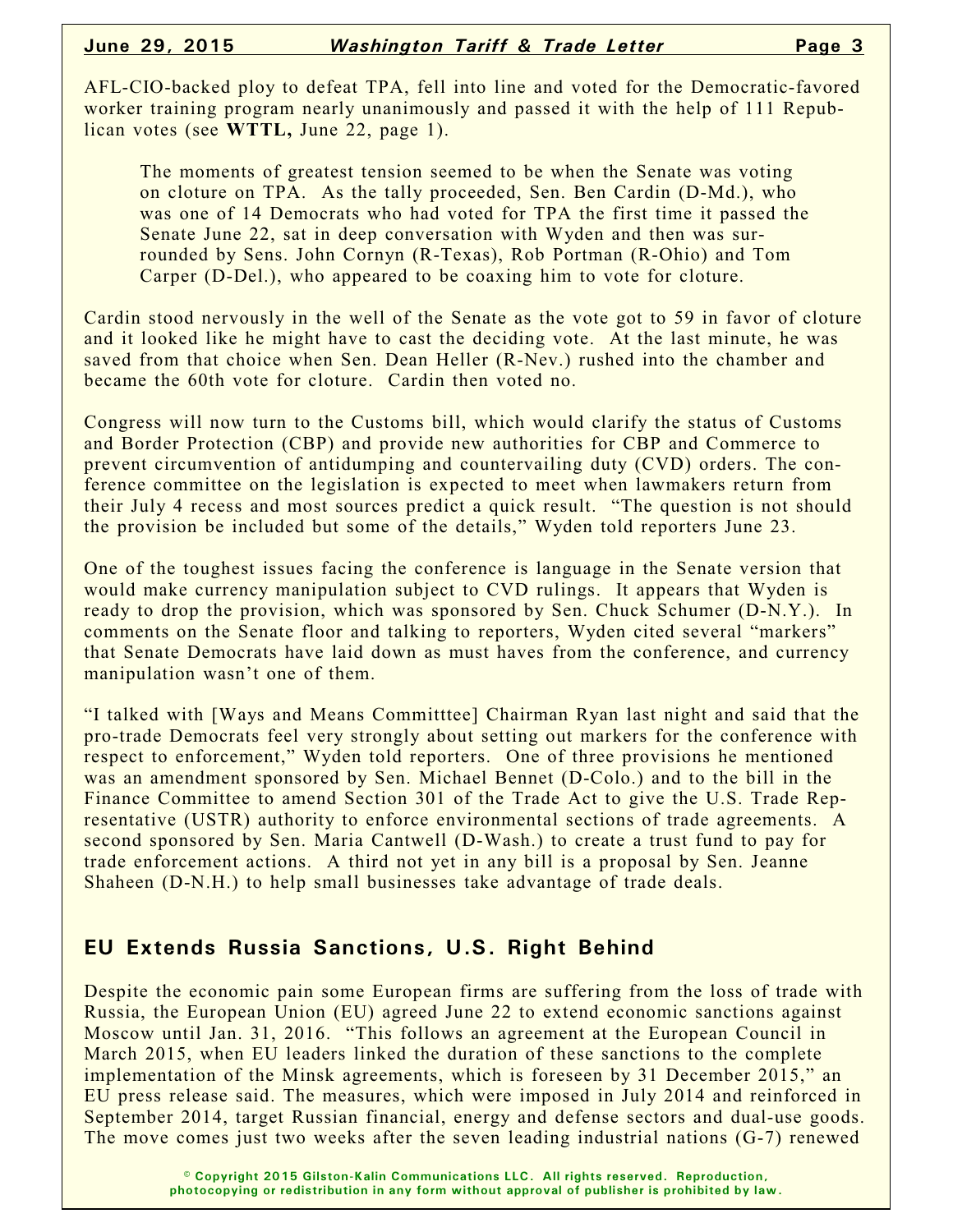AFL-CIO-backed ploy to defeat TPA, fell into line and voted for the Democratic-favored worker training program nearly unanimously and passed it with the help of 111 Republican votes (see **WTTL,** June 22, page 1).

> The moments of greatest tension seemed to be when the Senate was voting on cloture on TPA. As the tally proceeded, Sen. Ben Cardin (D-Md.), who was one of 14 Democrats who had voted for TPA the first time it passed the Senate June 22, sat in deep conversation with Wyden and then was surrounded by Sens. John Cornyn (R-Texas), Rob Portman (R-Ohio) and Tom Carper (D-Del.), who appeared to be coaxing him to vote for cloture.

Cardin stood nervously in the well of the Senate as the vote got to 59 in favor of cloture and it looked like he might have to cast the deciding vote. At the last minute, he was saved from that choice when Sen. Dean Heller (R-Nev.) rushed into the chamber and became the 60th vote for cloture. Cardin then voted no.

Congress will now turn to the Customs bill, which would clarify the status of Customs and Border Protection (CBP) and provide new authorities for CBP and Commerce to prevent circumvention of antidumping and countervailing duty (CVD) orders. The conference committee on the legislation is expected to meet when lawmakers return from their July 4 recess and most sources predict a quick result. "The question is not should the provision be included but some of the details," Wyden told reporters June 23.

One of the toughest issues facing the conference is language in the Senate version that would make currency manipulation subject to CVD rulings. It appears that Wyden is ready to drop the provision, which was sponsored by Sen. Chuck Schumer (D-N.Y.). In comments on the Senate floor and talking to reporters, Wyden cited several "markers" that Senate Democrats have laid down as must haves from the conference, and currency manipulation wasn't one of them.

"I talked with [Ways and Means Committtee] Chairman Ryan last night and said that the pro-trade Democrats feel very strongly about setting out markers for the conference with respect to enforcement," Wyden told reporters. One of three provisions he mentioned was an amendment sponsored by Sen. Michael Bennet (D-Colo.) and to the bill in the Finance Committee to amend Section 301 of the Trade Act to give the U.S. Trade Representative (USTR) authority to enforce environmental sections of trade agreements. A second sponsored by Sen. Maria Cantwell (D-Wash.) to create a trust fund to pay for trade enforcement actions. A third not yet in any bill is a proposal by Sen. Jeanne Shaheen (D-N.H.) to help small businesses take advantage of trade deals.

## EU Extends Russia Sanctions, U.S. Right Behind

Despite the economic pain some European firms are suffering from the loss of trade with Russia, the European Union (EU) agreed June 22 to extend economic sanctions against Moscow until Jan. 31, 2016. "This follows an agreement at the European Council in March 2015, when EU leaders linked the duration of these sanctions to the complete implementation of the Minsk agreements, which is foreseen by 31 December 2015," an EU press release said. The measures, which were imposed in July 2014 and reinforced in September 2014, target Russian financial, energy and defense sectors and dual-use goods. The move comes just two weeks after the seven leading industrial nations (G-7) renewed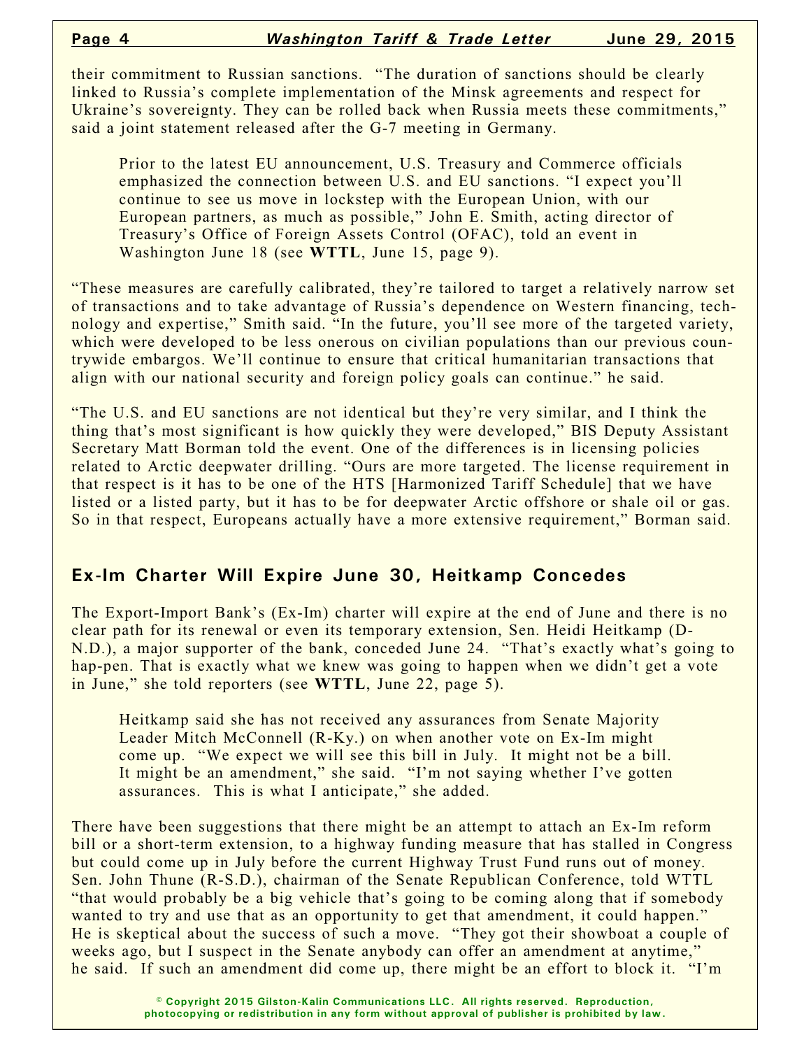their commitment to Russian sanctions. "The duration of sanctions should be clearly linked to Russia's complete implementation of the Minsk agreements and respect for Ukraine's sovereignty. They can be rolled back when Russia meets these commitments," said a joint statement released after the G-7 meeting in Germany.

Prior to the latest EU announcement, U.S. Treasury and Commerce officials emphasized the connection between U.S. and EU sanctions. "I expect you'll continue to see us move in lockstep with the European Union, with our European partners, as much as possible," John E. Smith, acting director of Treasury's Office of Foreign Assets Control (OFAC), told an event in Washington June 18 (see **WTTL**, June 15, page 9).

"These measures are carefully calibrated, they're tailored to target a relatively narrow set of transactions and to take advantage of Russia's dependence on Western financing, technology and expertise," Smith said. "In the future, you'll see more of the targeted variety, which were developed to be less onerous on civilian populations than our previous countrywide embargos. We'll continue to ensure that critical humanitarian transactions that align with our national security and foreign policy goals can continue." he said.

"The U.S. and EU sanctions are not identical but they're very similar, and I think the thing that's most significant is how quickly they were developed," BIS Deputy Assistant Secretary Matt Borman told the event. One of the differences is in licensing policies related to Arctic deepwater drilling. "Ours are more targeted. The license requirement in that respect is it has to be one of the HTS [Harmonized Tariff Schedule] that we have listed or a listed party, but it has to be for deepwater Arctic offshore or shale oil or gas. So in that respect, Europeans actually have a more extensive requirement," Borman said.

## Ex-Im Charter Will Expire June 30, Heitkamp Concedes

The Export-Import Bank's (Ex-Im) charter will expire at the end of June and there is no clear path for its renewal or even its temporary extension, Sen. Heidi Heitkamp (D-N.D.), a major supporter of the bank, conceded June 24. "That's exactly what's going to hap-pen. That is exactly what we knew was going to happen when we didn't get a vote in June," she told reporters (see **WTTL**, June 22, page 5).

Heitkamp said she has not received any assurances from Senate Majority Leader Mitch McConnell (R-Ky.) on when another vote on Ex-Im might come up. "We expect we will see this bill in July. It might not be a bill. It might be an amendment," she said. "I'm not saying whether I've gotten assurances. This is what I anticipate," she added.

There have been suggestions that there might be an attempt to attach an Ex-Im reform bill or a short-term extension, to a highway funding measure that has stalled in Congress but could come up in July before the current Highway Trust Fund runs out of money. Sen. John Thune (R-S.D.), chairman of the Senate Republican Conference, told WTTL "that would probably be a big vehicle that's going to be coming along that if somebody wanted to try and use that as an opportunity to get that amendment, it could happen." He is skeptical about the success of such a move. "They got their showboat a couple of weeks ago, but I suspect in the Senate anybody can offer an amendment at anytime," he said. If such an amendment did come up, there might be an effort to block it. "I'm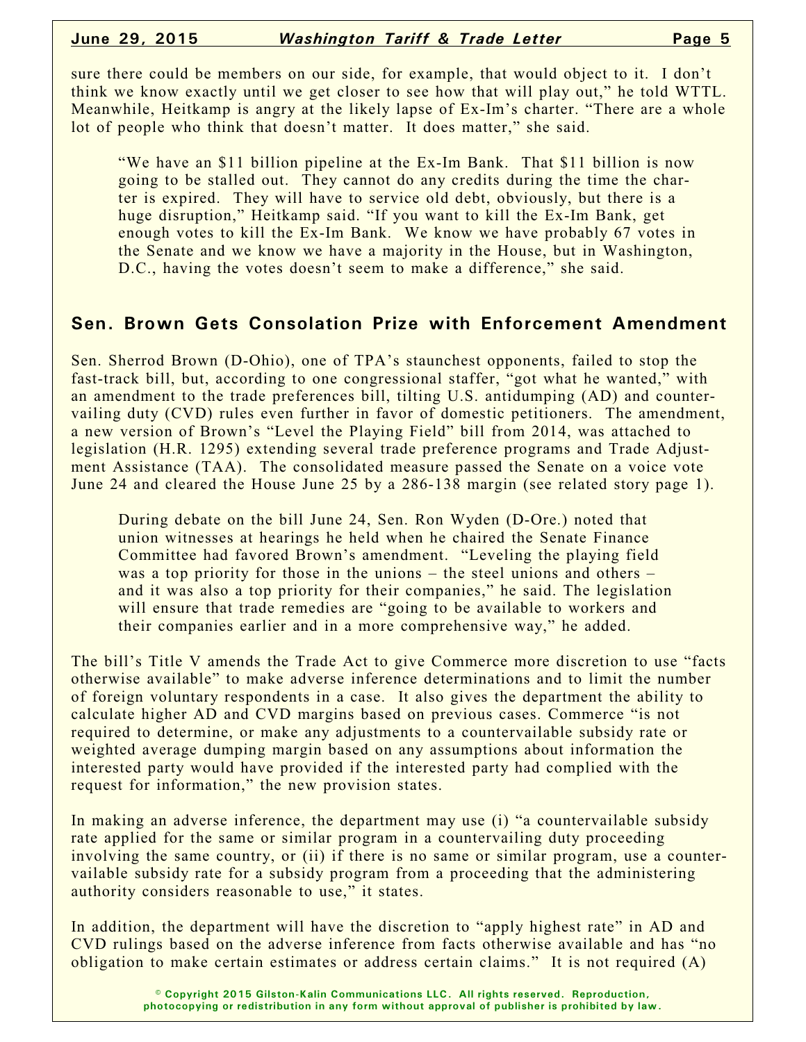sure there could be members on our side, for example, that would object to it. I don't think we know exactly until we get closer to see how that will play out," he told WTTL. Meanwhile, Heitkamp is angry at the likely lapse of Ex-Im's charter. "There are a whole lot of people who think that doesn't matter. It does matter," she said.

> "We have an $11 billion pipeline at the Ex-Im Bank. That $11 billion is now going to be stalled out. They cannot do any credits during the time the charter is expired. They will have to service old debt, obviously, but there is a huge disruption," Heitkamp said. "If you want to kill the Ex-Im Bank, get enough votes to kill the Ex-Im Bank. We know we have probably 67 votes in the Senate and we know we have a majority in the House, but in Washington, D.C., having the votes doesn't seem to make a difference," she said.

## Sen. Brown Gets Consolation Prize with Enforcement Amendment

Sen. Sherrod Brown (D-Ohio), one of TPA's staunchest opponents, failed to stop the fast-track bill, but, according to one congressional staffer, "got what he wanted," with an amendment to the trade preferences bill, tilting U.S. antidumping (AD) and countervailing duty (CVD) rules even further in favor of domestic petitioners. The amendment, a new version of Brown's "Level the Playing Field" bill from 2014, was attached to legislation (H.R. 1295) extending several trade preference programs and Trade Adjustment Assistance (TAA). The consolidated measure passed the Senate on a voice vote June 24 and cleared the House June 25 by a 286-138 margin (see related story page 1).

> During debate on the bill June 24, Sen. Ron Wyden (D-Ore.) noted that union witnesses at hearings he held when he chaired the Senate Finance Committee had favored Brown's amendment. "Leveling the playing field was a top priority for those in the unions – the steel unions and others – and it was also a top priority for their companies," he said. The legislation will ensure that trade remedies are "going to be available to workers and their companies earlier and in a more comprehensive way," he added.

The bill's Title V amends the Trade Act to give Commerce more discretion to use "facts otherwise available" to make adverse inference determinations and to limit the number of foreign voluntary respondents in a case. It also gives the department the ability to calculate higher AD and CVD margins based on previous cases. Commerce "is not required to determine, or make any adjustments to a countervailable subsidy rate or weighted average dumping margin based on any assumptions about information the interested party would have provided if the interested party had complied with the request for information," the new provision states.

In making an adverse inference, the department may use (i) "a countervailable subsidy rate applied for the same or similar program in a countervailing duty proceeding involving the same country, or (ii) if there is no same or similar program, use a countervailable subsidy rate for a subsidy program from a proceeding that the administering authority considers reasonable to use," it states.

In addition, the department will have the discretion to "apply highest rate" in AD and CVD rulings based on the adverse inference from facts otherwise available and has "no obligation to make certain estimates or address certain claims." It is not required (A)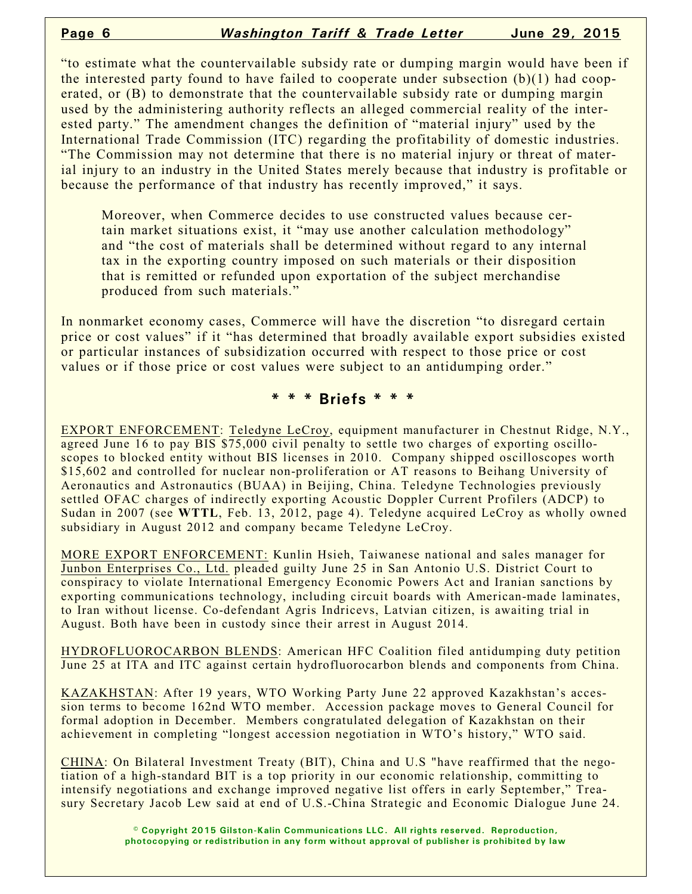"to estimate what the countervailable subsidy rate or dumping margin would have been if the interested party found to have failed to cooperate under subsection (b)(1) had cooperated, or (B) to demonstrate that the countervailable subsidy rate or dumping margin used by the administering authority reflects an alleged commercial reality of the interested party." The amendment changes the definition of "material injury" used by the International Trade Commission (ITC) regarding the profitability of domestic industries. "The Commission may not determine that there is no material injury or threat of material injury to an industry in the United States merely because that industry is profitable or because the performance of that industry has recently improved," it says.

> Moreover, when Commerce decides to use constructed values because certain market situations exist, it "may use another calculation methodology" and "the cost of materials shall be determined without regard to any internal tax in the exporting country imposed on such materials or their disposition that is remitted or refunded upon exportation of the subject merchandise produced from such materials."

In nonmarket economy cases, Commerce will have the discretion "to disregard certain price or cost values" if it "has determined that broadly available export subsidies existed or particular instances of subsidization occurred with respect to those price or cost values or if those price or cost values were subject to an antidumping order."

## * * * Briefs * * *

EXPORT ENFORCEMENT: Teledyne LeCroy, equipment manufacturer in Chestnut Ridge, N.Y., agreed June 16 to pay BIS $75,000 civil penalty to settle two charges of exporting oscilloscopes to blocked entity without BIS licenses in 2010. Company shipped oscilloscopes worth $15,602 and controlled for nuclear non-proliferation or AT reasons to Beihang University of Aeronautics and Astronautics (BUAA) in Beijing, China. Teledyne Technologies previously settled OFAC charges of indirectly exporting Acoustic Doppler Current Profilers (ADCP) to Sudan in 2007 (see **WTTL**, Feb. 13, 2012, page 4). Teledyne acquired LeCroy as wholly owned subsidiary in August 2012 and company became Teledyne LeCroy.

MORE EXPORT ENFORCEMENT: Kunlin Hsieh, Taiwanese national and sales manager for Junbon Enterprises Co., Ltd. pleaded guilty June 25 in San Antonio U.S. District Court to conspiracy to violate International Emergency Economic Powers Act and Iranian sanctions by exporting communications technology, including circuit boards with American-made laminates, to Iran without license. Co-defendant Agris Indricevs, Latvian citizen, is awaiting trial in August. Both have been in custody since their arrest in August 2014.

HYDROFLUOROCARBON BLENDS: American HFC Coalition filed antidumping duty petition June 25 at ITA and ITC against certain hydrofluorocarbon blends and components from China.

KAZAKHSTAN: After 19 years, WTO Working Party June 22 approved Kazakhstan's accession terms to become 162nd WTO member. Accession package moves to General Council for formal adoption in December. Members congratulated delegation of Kazakhstan on their achievement in completing "longest accession negotiation in WTO's history," WTO said.

CHINA: On Bilateral Investment Treaty (BIT), China and U.S "have reaffirmed that the negotiation of a high-standard BIT is a top priority in our economic relationship, committing to intensify negotiations and exchange improved negative list offers in early September," Treasury Secretary Jacob Lew said at end of U.S.-China Strategic and Economic Dialogue June 24.

© Copyright 2015 Gilston-Kalin Communications LLC. All rights reserved. Reproduction, photocopying or redistribution in any form without approval of publisher is prohibited by law